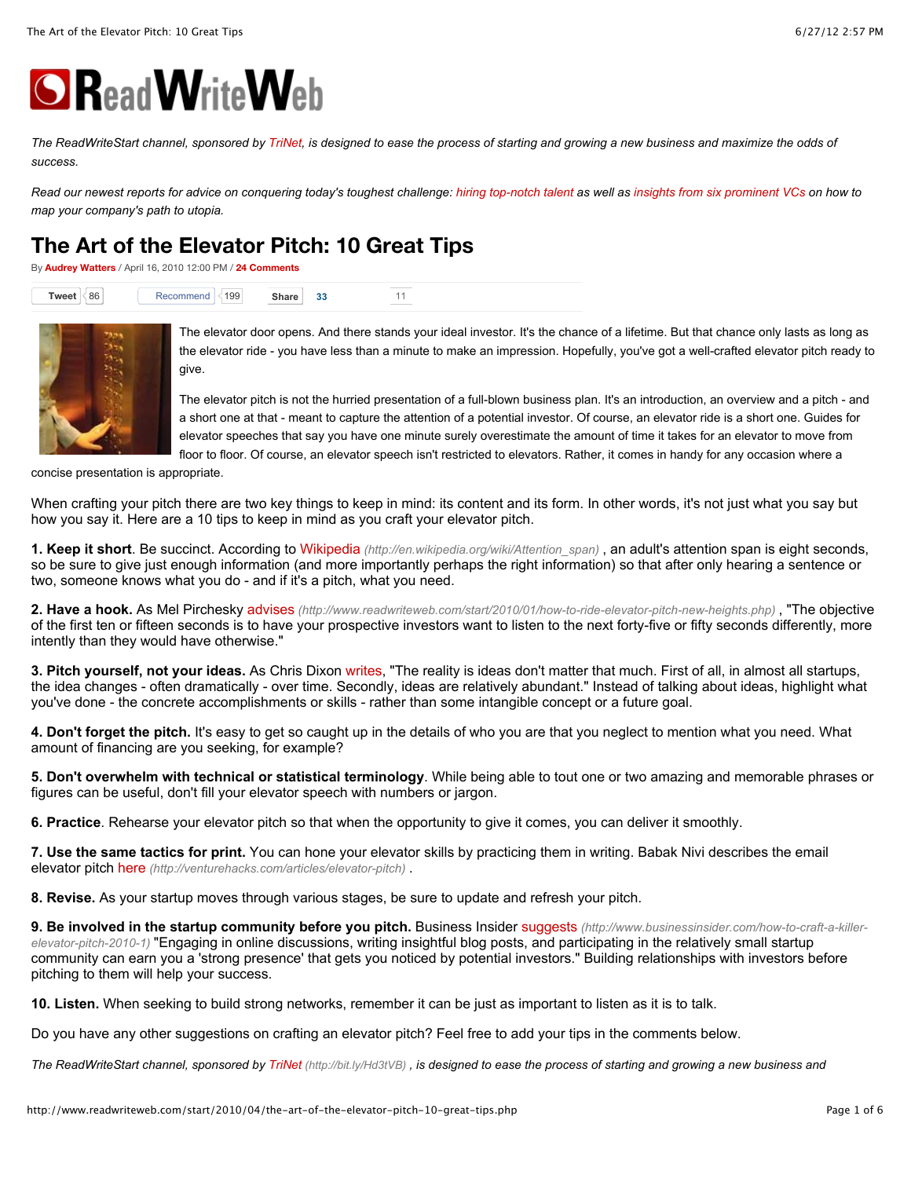The ReadWriteStart channel, sponsored by TriNet, is designed to ease the process of starting and growing a new business and maximize the odds of success.

Read our newest reports for advice on conquering today's toughest challenge: hiring top-notch talent as well as insights from six prominent VCs on how to map your company's path to utopia.

# The Art of the Elevator Pitch: 10 Great Tips

By **Audrey Watters** / April 16, 2010 12:00 PM / **24 Comments**

Tweet 86 | Recommend 199 | Share 33 | 11

The elevator door opens. And there stands your ideal investor. It's the chance of a lifetime. But that chance only lasts as long as the elevator ride - you have less than a minute to make an impression. Hopefully, you've got a well-crafted elevator pitch ready to give.

The elevator pitch is not the hurried presentation of a full-blown business plan. It's an introduction, an overview and a pitch - and a short one at that - meant to capture the attention of a potential investor. Of course, an elevator ride is a short one. Guides for elevator speeches that say you have one minute surely overestimate the amount of time it takes for an elevator to move from floor to floor. Of course, an elevator speech isn't restricted to elevators. Rather, it comes in handy for any occasion where a concise presentation is appropriate.

When crafting your pitch there are two key things to keep in mind: its content and its form. In other words, it's not just what you say but how you say it. Here are a 10 tips to keep in mind as you craft your elevator pitch.

**1. Keep it short**. Be succinct. According to Wikipedia *(http://en.wikipedia.org/wiki/Attention_span)* , an adult's attention span is eight seconds, so be sure to give just enough information (and more importantly perhaps the right information) so that after only hearing a sentence or two, someone knows what you do - and if it's a pitch, what you need.

**2. Have a hook.** As Mel Pirchesky advises *(http://www.readwriteweb.com/start/2010/01/how-to-ride-elevator-pitch-new-heights.php)* , "The objective of the first ten or fifteen seconds is to have your prospective investors want to listen to the next forty-five or fifty seconds differently, more intently than they would have otherwise."

**3. Pitch yourself, not your ideas.** As Chris Dixon writes, "The reality is ideas don't matter that much. First of all, in almost all startups, the idea changes - often dramatically - over time. Secondly, ideas are relatively abundant." Instead of talking about ideas, highlight what you've done - the concrete accomplishments or skills - rather than some intangible concept or a future goal.

**4. Don't forget the pitch.** It's easy to get so caught up in the details of who you are that you neglect to mention what you need. What amount of financing are you seeking, for example?

**5. Don't overwhelm with technical or statistical terminology**. While being able to tout one or two amazing and memorable phrases or figures can be useful, don't fill your elevator speech with numbers or jargon.

**6. Practice**. Rehearse your elevator pitch so that when the opportunity to give it comes, you can deliver it smoothly.

**7. Use the same tactics for print.** You can hone your elevator skills by practicing them in writing. Babak Nivi describes the email elevator pitch here *(http://venturehacks.com/articles/elevator-pitch)* .

**8. Revise.** As your startup moves through various stages, be sure to update and refresh your pitch.

**9. Be involved in the startup community before you pitch.** Business Insider suggests *(http://www.businessinsider.com/how-to-craft-a-killer-elevator-pitch-2010-1)* "Engaging in online discussions, writing insightful blog posts, and participating in the relatively small startup community can earn you a 'strong presence' that gets you noticed by potential investors." Building relationships with investors before pitching to them will help your success.

**10. Listen.** When seeking to build strong networks, remember it can be just as important to listen as it is to talk.

Do you have any other suggestions on crafting an elevator pitch? Feel free to add your tips in the comments below.

*The ReadWriteStart channel, sponsored by TriNet (http://bit.ly/Hd3tVB) , is designed to ease the process of starting and growing a new business and*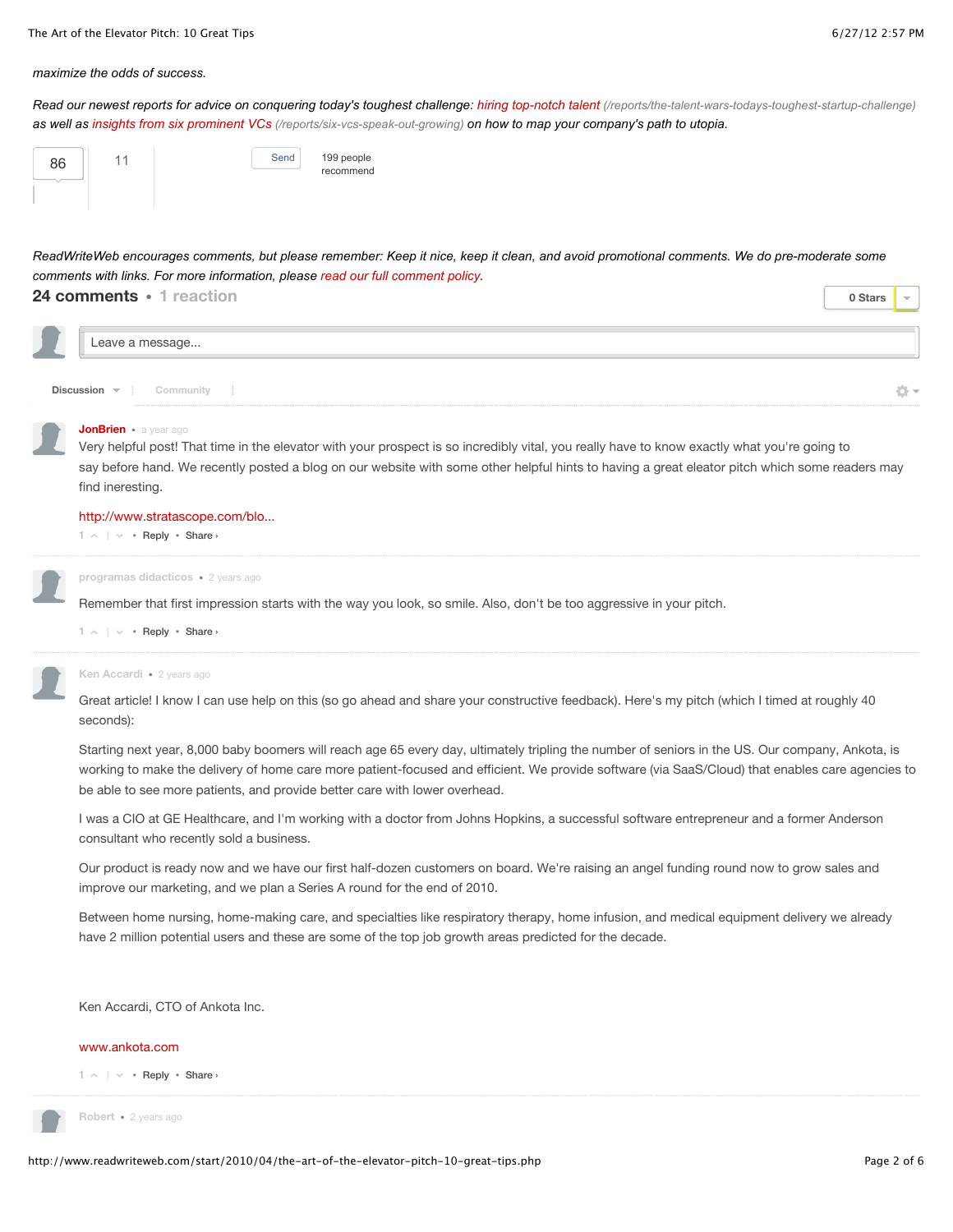*maximize the odds of success.*

*Read our newest reports for advice on conquering today's toughest challenge: hiring top-notch talent (/reports/the-talent-wars-todays-toughest-startup-challenge) as well as insights from six prominent VCs (/reports/six-vcs-speak-out-growing) on how to map your company's path to utopia.*

86 | 11 | Send | 199 people recommend

*ReadWriteWeb encourages comments, but please remember: Keep it nice, keep it clean, and avoid promotional comments. We do pre-moderate some comments with links. For more information, please read our full comment policy.*

**24 comments** • 1 reaction

0 Stars

Leave a message...

Discussion | Community

**JonBrien** • a year ago

Very helpful post! That time in the elevator with your prospect is so incredibly vital, you really have to know exactly what you're going to say before hand. We recently posted a blog on our website with some other helpful hints to having a great eleator pitch which some readers may find ineresting.

http://www.stratascope.com/blo...

1 • Reply • Share ›

**programas didacticos** • 2 years ago

Remember that first impression starts with the way you look, so smile. Also, don't be too aggressive in your pitch.

1 • Reply • Share ›

**Ken Accardi** • 2 years ago

Great article! I know I can use help on this (so go ahead and share your constructive feedback). Here's my pitch (which I timed at roughly 40 seconds):

Starting next year, 8,000 baby boomers will reach age 65 every day, ultimately tripling the number of seniors in the US. Our company, Ankota, is working to make the delivery of home care more patient-focused and efficient. We provide software (via SaaS/Cloud) that enables care agencies to be able to see more patients, and provide better care with lower overhead.

I was a CIO at GE Healthcare, and I'm working with a doctor from Johns Hopkins, a successful software entrepreneur and a former Anderson consultant who recently sold a business.

Our product is ready now and we have our first half-dozen customers on board. We're raising an angel funding round now to grow sales and improve our marketing, and we plan a Series A round for the end of 2010.

Between home nursing, home-making care, and specialties like respiratory therapy, home infusion, and medical equipment delivery we already have 2 million potential users and these are some of the top job growth areas predicted for the decade.

Ken Accardi, CTO of Ankota Inc.

www.ankota.com

1 • Reply • Share ›

**Robert** • 2 years ago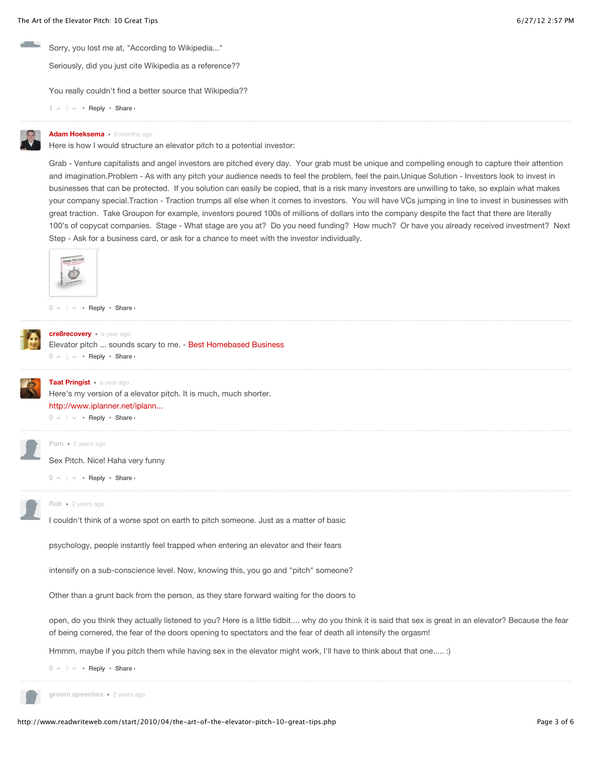Sorry, you lost me at, "According to Wikipedia..."

Seriously, did you just cite Wikipedia as a reference??

You really couldn't find a better source that Wikipedia??

1 • Reply • Share ›

---

**Adam Hoeksema** • 6 months ago

Here is how I would structure an elevator pitch to a potential investor:

Grab - Venture capitalists and angel investors are pitched every day. Your grab must be unique and compelling enough to capture their attention and imagination.Problem - As with any pitch your audience needs to feel the pain.Unique Solution - Investors look to invest in businesses that can be protected. If you solution can easily be copied, that is a risk many investors are unwilling to take, so explain what makes your company special.Traction - Traction trumps all else when it comes to investors. You will have VCs jumping in line to invest in businesses with great traction. Take Groupon for example, investors poured 100s of millions of dollars into the company despite the fact that there are literally 100's of copycat companies. Stage - What stage are you at? Do you need funding? How much? Or have you already received investment? Next Step - Ask for a business card, or ask for a chance to meet with the investor individually.

0 • Reply • Share ›

---

**cre8recovery** • a year ago

Elevator pitch ... sounds scary to me. - Best Homebased Business

0 • Reply • Share ›

---

**Taat Pringist** • a year ago

Here's my version of a elevator pitch. It is much, much shorter.

http://www.iplanner.net/iplann...

0 • Reply • Share ›

---

**Pam** • 2 years ago

Sex Pitch. Nice! Haha very funny

0 • Reply • Share ›

---

**Rob** • 2 years ago

I couldn't think of a worse spot on earth to pitch someone. Just as a matter of basic

psychology, people instantly feel trapped when entering an elevator and their fears

intensify on a sub-conscience level. Now, knowing this, you go and "pitch" someone?

Other than a grunt back from the person, as they stare forward waiting for the doors to

open, do you think they actually listened to you? Here is a little tidbit.... why do you think it is said that sex is great in an elevator? Because the fear of being cornered, the fear of the doors opening to spectators and the fear of death all intensify the orgasm!

Hmmm, maybe if you pitch them while having sex in the elevator might work, I'll have to think about that one..... :)

0 • Reply • Share ›

---

**groom speeches** • 2 years ago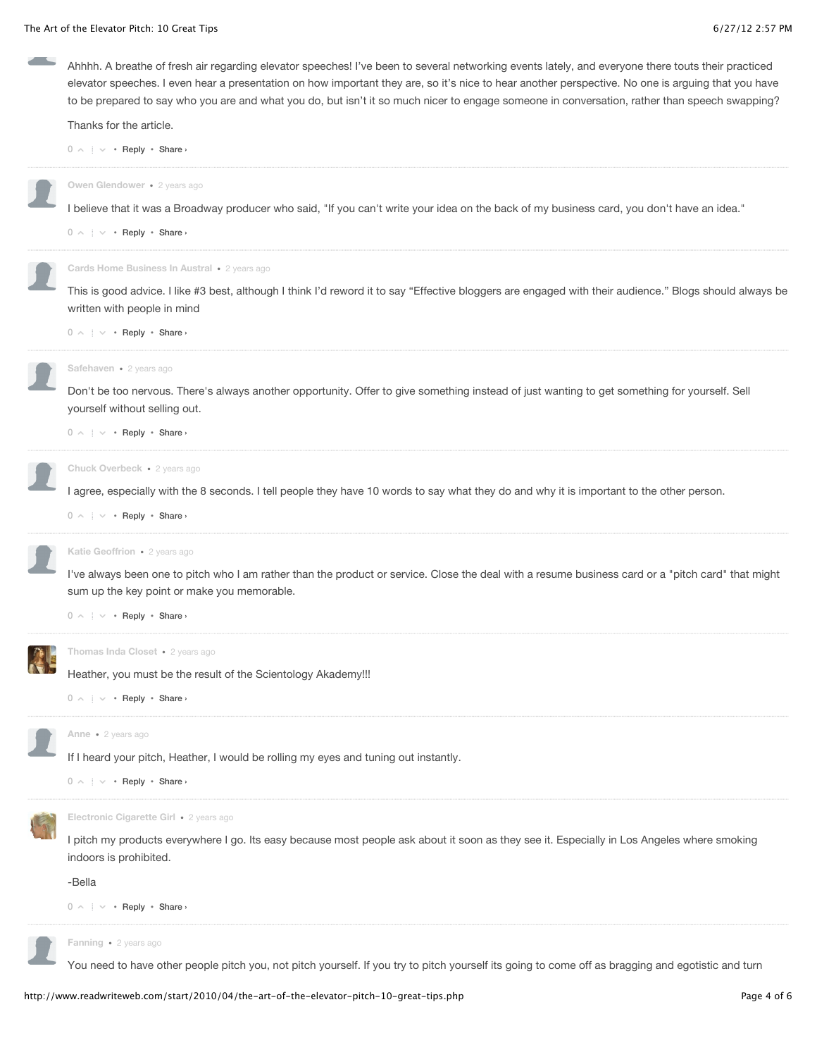Ahhhh. A breathe of fresh air regarding elevator speeches! I've been to several networking events lately, and everyone there touts their practiced elevator speeches. I even hear a presentation on how important they are, so it's nice to hear another perspective. No one is arguing that you have to be prepared to say who you are and what you do, but isn't it so much nicer to engage someone in conversation, rather than speech swapping?

Thanks for the article.

0 • Reply • Share ›

---

**Owen Glendower** • 2 years ago

I believe that it was a Broadway producer who said, "If you can't write your idea on the back of my business card, you don't have an idea."

0 • Reply • Share ›

---

**Cards Home Business In Austral** • 2 years ago

This is good advice. I like #3 best, although I think I'd reword it to say "Effective bloggers are engaged with their audience." Blogs should always be written with people in mind

0 • Reply • Share ›

---

**Safehaven** • 2 years ago

Don't be too nervous. There's always another opportunity. Offer to give something instead of just wanting to get something for yourself. Sell yourself without selling out.

0 • Reply • Share ›

---

**Chuck Overbeck** • 2 years ago

I agree, especially with the 8 seconds. I tell people they have 10 words to say what they do and why it is important to the other person.

0 • Reply • Share ›

---

**Katie Geoffrion** • 2 years ago

I've always been one to pitch who I am rather than the product or service. Close the deal with a resume business card or a "pitch card" that might sum up the key point or make you memorable.

0 • Reply • Share ›

---

**Thomas Inda Closet** • 2 years ago

Heather, you must be the result of the Scientology Akademy!!!

0 • Reply • Share ›

---

**Anne** • 2 years ago

If I heard your pitch, Heather, I would be rolling my eyes and tuning out instantly.

0 • Reply • Share ›

---

**Electronic Cigarette Girl** • 2 years ago

I pitch my products everywhere I go. Its easy because most people ask about it soon as they see it. Especially in Los Angeles where smoking indoors is prohibited.

-Bella

0 • Reply • Share ›

---

**Fanning** • 2 years ago

You need to have other people pitch you, not pitch yourself. If you try to pitch yourself its going to come off as bragging and egotistic and turn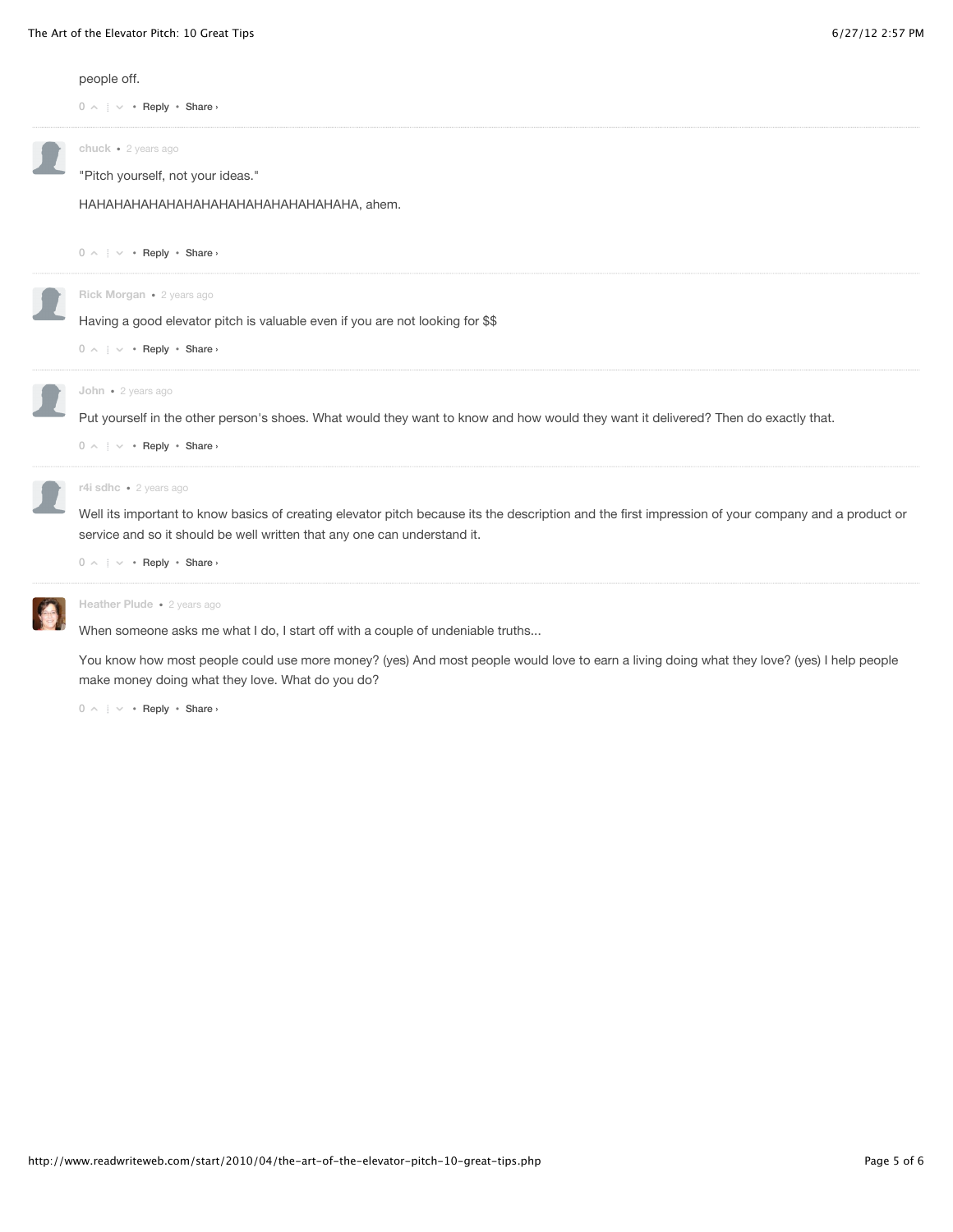people off.

0 ^ | v • Reply • Share ›

---

**chuck** • 2 years ago

"Pitch yourself, not your ideas."

HAHAHAHAHAHAHAHAHAHAHAHAHAHAHAHA, ahem.

0 ^ | v • Reply • Share ›

---

**Rick Morgan** • 2 years ago

Having a good elevator pitch is valuable even if you are not looking for $$

0 ^ | v • Reply • Share ›

---

**John** • 2 years ago

Put yourself in the other person's shoes. What would they want to know and how would they want it delivered? Then do exactly that.

0 ^ | v • Reply • Share ›

---

**r4i sdhc** • 2 years ago

Well its important to know basics of creating elevator pitch because its the description and the first impression of your company and a product or service and so it should be well written that any one can understand it.

0 ^ | v • Reply • Share ›

---

**Heather Plude** • 2 years ago

When someone asks me what I do, I start off with a couple of undeniable truths...

You know how most people could use more money? (yes) And most people would love to earn a living doing what they love? (yes) I help people make money doing what they love. What do you do?

0 ^ | v • Reply • Share ›